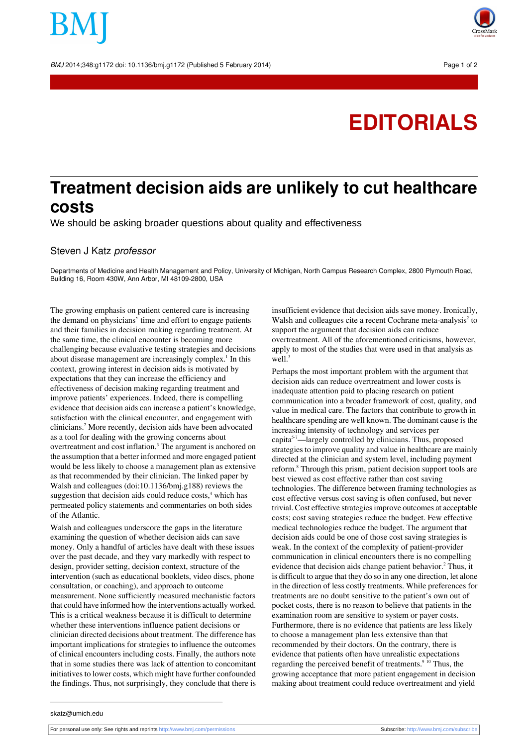# EDITORIALS

# Treatment decision aids are unlikely to cut healthcare costs

We should be asking broader questions about quality and effectiveness

Steven J Katz *professor*

Departments of Medicine and Health Management and Policy, University of Michigan, North Campus Research Complex, 2800 Plymouth Road, Building 16, Room 430W, Ann Arbor, MI 48109-2800, USA

The growing emphasis on patient centered care is increasing the demand on physicians' time and effort to engage patients and their families in decision making regarding treatment. At the same time, the clinical encounter is becoming more challenging because evaluative testing strategies and decisions about disease management are increasingly complex.[1] In this context, growing interest in decision aids is motivated by expectations that they can increase the efficiency and effectiveness of decision making regarding treatment and improve patients' experiences. Indeed, there is compelling evidence that decision aids can increase a patient's knowledge, satisfaction with the clinical encounter, and engagement with clinicians.[2] More recently, decision aids have been advocated as a tool for dealing with the growing concerns about overtreatment and cost inflation.[3] The argument is anchored on the assumption that a better informed and more engaged patient would be less likely to choose a management plan as extensive as that recommended by their clinician. The linked paper by Walsh and colleagues (doi:10.1136/bmj.g188) reviews the suggestion that decision aids could reduce costs,[4] which has permeated policy statements and commentaries on both sides of the Atlantic.

Walsh and colleagues underscore the gaps in the literature examining the question of whether decision aids can save money. Only a handful of articles have dealt with these issues over the past decade, and they vary markedly with respect to design, provider setting, decision context, structure of the intervention (such as educational booklets, video discs, phone consultation, or coaching), and approach to outcome measurement. None sufficiently measured mechanistic factors that could have informed how the interventions actually worked. This is a critical weakness because it is difficult to determine whether these interventions influence patient decisions or clinician directed decisions about treatment. The difference has important implications for strategies to influence the outcomes of clinical encounters including costs. Finally, the authors note that in some studies there was lack of attention to concomitant initiatives to lower costs, which might have further confounded the findings. Thus, not surprisingly, they conclude that there is insufficient evidence that decision aids save money. Ironically, Walsh and colleagues cite a recent Cochrane meta-analysis[2] to support the argument that decision aids can reduce overtreatment. All of the aforementioned criticisms, however, apply to most of the studies that were used in that analysis as well.[3]

Perhaps the most important problem with the argument that decision aids can reduce overtreatment and lower costs is inadequate attention paid to placing research on patient communication into a broader framework of cost, quality, and value in medical care. The factors that contribute to growth in healthcare spending are well known. The dominant cause is the increasing intensity of technology and services per capita[5-7]—largely controlled by clinicians. Thus, proposed strategies to improve quality and value in healthcare are mainly directed at the clinician and system level, including payment reform.[8] Through this prism, patient decision support tools are best viewed as cost effective rather than cost saving technologies. The difference between framing technologies as cost effective versus cost saving is often confused, but never trivial. Cost effective strategies improve outcomes at acceptable costs; cost saving strategies reduce the budget. Few effective medical technologies reduce the budget. The argument that decision aids could be one of those cost saving strategies is weak. In the context of the complexity of patient-provider communication in clinical encounters there is no compelling evidence that decision aids change patient behavior.[2] Thus, it is difficult to argue that they do so in any one direction, let alone in the direction of less costly treatments. While preferences for treatments are no doubt sensitive to the patient's own out of pocket costs, there is no reason to believe that patients in the examination room are sensitive to system or payer costs. Furthermore, there is no evidence that patients are less likely to choose a management plan less extensive than that recommended by their doctors. On the contrary, there is evidence that patients often have unrealistic expectations regarding the perceived benefit of treatments.[9,10] Thus, the growing acceptance that more patient engagement in decision making about treatment could reduce overtreatment and yield

skatz@umich.edu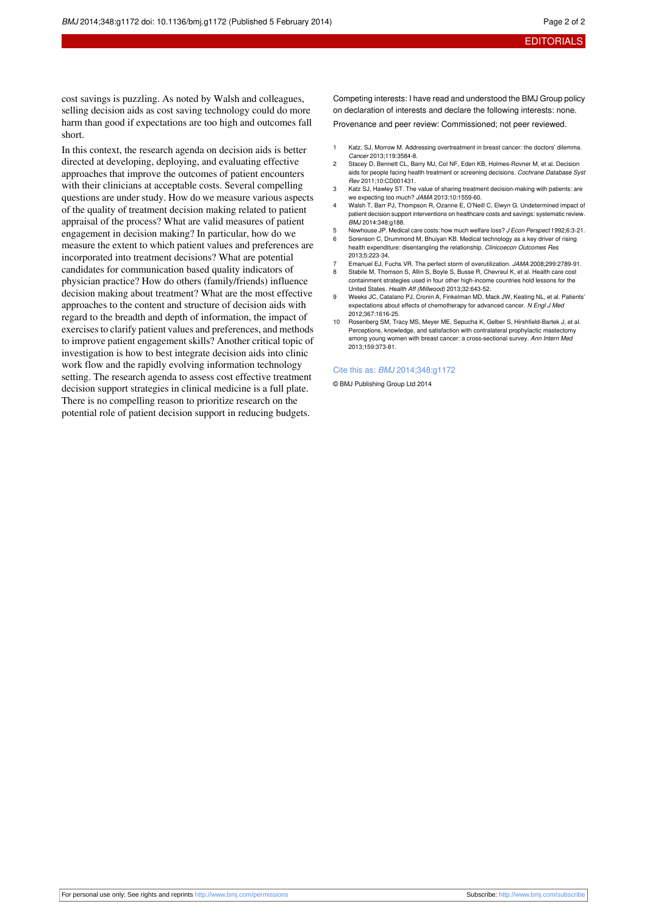cost savings is puzzling. As noted by Walsh and colleagues, selling decision aids as cost saving technology could do more harm than good if expectations are too high and outcomes fall short.

In this context, the research agenda on decision aids is better directed at developing, deploying, and evaluating effective approaches that improve the outcomes of patient encounters with their clinicians at acceptable costs. Several compelling questions are under study. How do we measure various aspects of the quality of treatment decision making related to patient appraisal of the process? What are valid measures of patient engagement in decision making? In particular, how do we measure the extent to which patient values and preferences are incorporated into treatment decisions? What are potential candidates for communication based quality indicators of physician practice? How do others (family/friends) influence decision making about treatment? What are the most effective approaches to the content and structure of decision aids with regard to the breadth and depth of information, the impact of exercises to clarify patient values and preferences, and methods to improve patient engagement skills? Another critical topic of investigation is how to best integrate decision aids into clinic work flow and the rapidly evolving information technology setting. The research agenda to assess cost effective treatment decision support strategies in clinical medicine is a full plate. There is no compelling reason to prioritize research on the potential role of patient decision support in reducing budgets.

Competing interests: I have read and understood the BMJ Group policy on declaration of interests and declare the following interests: none.

Provenance and peer review: Commissioned; not peer reviewed.

1. Katz, SJ, Morrow M. Addressing overtreatment in breast cancer: the doctors' dilemma. *Cancer* 2013;119:3584-8.
2. Stacey D, Bennett CL, Barry MJ, Col NF, Eden KB, Holmes-Rovner M, et al. Decision aids for people facing health treatment or screening decisions. *Cochrane Database Syst Rev* 2011;10:CD001431.
3. Katz SJ, Hawley ST. The value of sharing treatment decision-making with patients: are we expecting too much? *JAMA* 2013;10:1559-60.
4. Walsh T, Barr PJ, Thompson R, Ozanne E, O'Neill C, Elwyn G. Undetermined impact of patient decision support interventions on healthcare costs and savings: systematic review. *BMJ* 2014:348:g188.
5. Newhouse JP. Medical care costs: how much welfare loss? *J Econ Perspect* 1992;6:3-21.
6. Sorenson C, Drummond M, Bhuiyan KB. Medical technology as a key driver of rising health expenditure: disentangling the relationship. *Clinicoecon Outcomes Res* 2013;5:223-34.
7. Emanuel EJ, Fuchs VR. The perfect storm of overutilization. *JAMA* 2008;299:2789-91.
8. Stabile M, Thomson S, Allin S, Boyle S, Busse R, Chevreul K, et al. Health care cost containment strategies used in four other high-income countries hold lessons for the United States. *Health Aff (Millwood)* 2013;32:643-52.
9. Weeks JC, Catalano PJ, Cronin A, Finkelman MD, Mack JW, Keating NL, et al. Patients' expectations about effects of chemotherapy for advanced cancer. *N Engl J Med* 2012;367:1616-25.
10. Rosenberg SM, Tracy MS, Meyer ME, Sepucha K, Gelber S, Hirshfield-Bartek J, et al. Perceptions, knowledge, and satisfaction with contralateral prophylactic mastectomy among young women with breast cancer: a cross-sectional survey. *Ann Intern Med* 2013;159:373-81.

Cite this as: *BMJ* 2014;348:g1172

© BMJ Publishing Group Ltd 2014